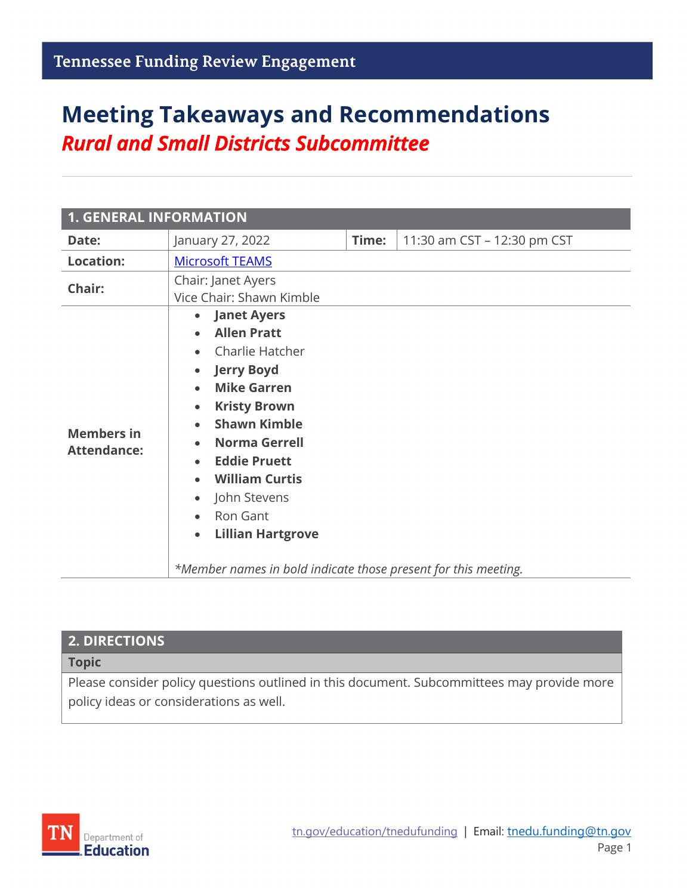Tennessee Funding Review Engagement

# Meeting Takeaways and Recommendations

## *Rural and Small Districts Subcommittee*

| 1. GENERAL INFORMATION | | | |
|---|---|---|---|
| **Date:** | January 27, 2022 | **Time:** | 11:30 am CST – 12:30 pm CST |
| **Location:** | Microsoft TEAMS | | |
| **Chair:** | Chair: Janet Ayers<br>Vice Chair: Shawn Kimble | | |
| **Members in Attendance:** | • **Janet Ayers**<br>• **Allen Pratt**<br>• Charlie Hatcher<br>• **Jerry Boyd**<br>• **Mike Garren**<br>• **Kristy Brown**<br>• **Shawn Kimble**<br>• **Norma Gerrell**<br>• **Eddie Pruett**<br>• **William Curtis**<br>• John Stevens<br>• Ron Gant<br>• **Lillian Hartgrove**<br><br>*\*Member names in bold indicate those present for this meeting.* | | |

| 2. DIRECTIONS |
|---|
| **Topic** |
| Please consider policy questions outlined in this document. Subcommittees may provide more policy ideas or considerations as well. |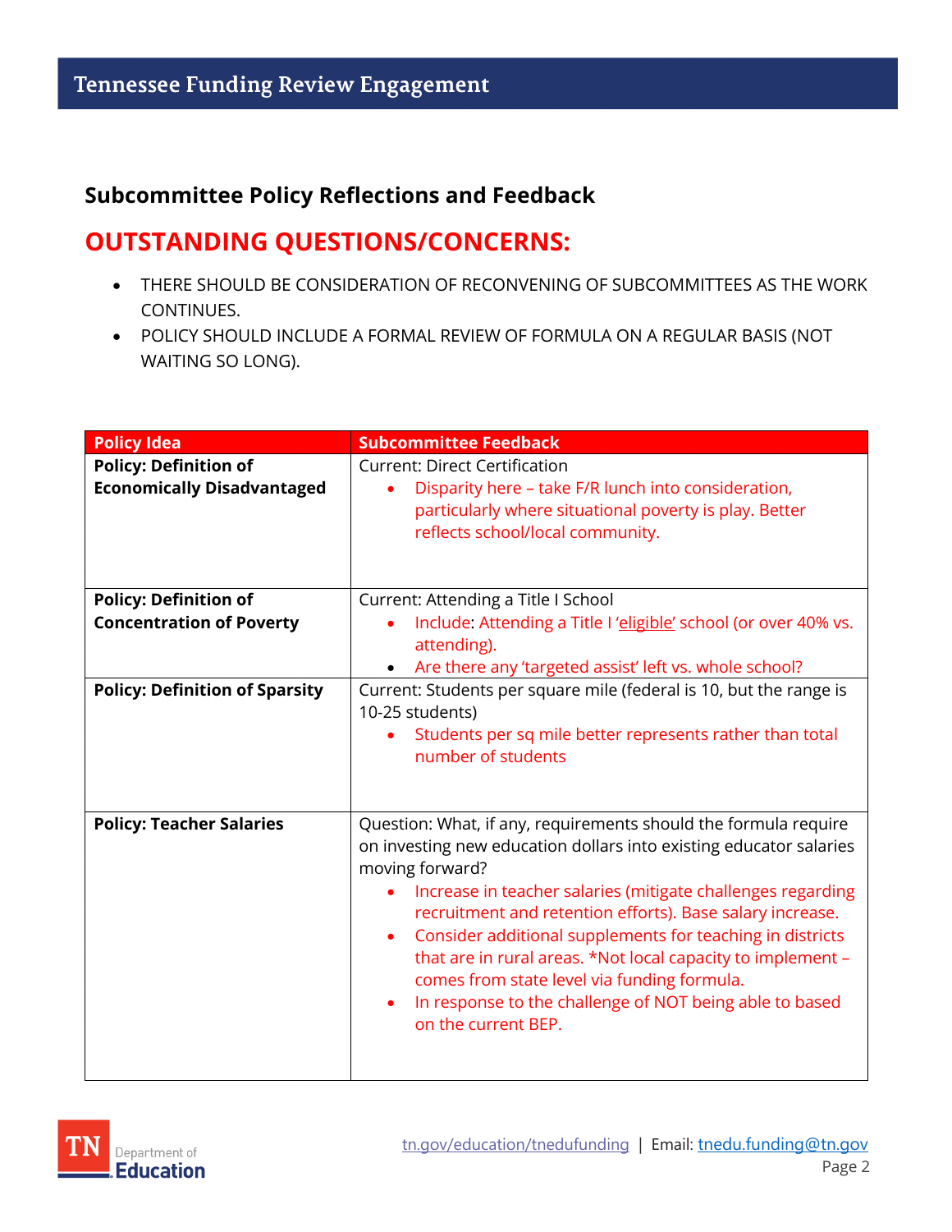## Subcommittee Policy Reflections and Feedback

## OUTSTANDING QUESTIONS/CONCERNS:

- THERE SHOULD BE CONSIDERATION OF RECONVENING OF SUBCOMMITTEES AS THE WORK CONTINUES.
- POLICY SHOULD INCLUDE A FORMAL REVIEW OF FORMULA ON A REGULAR BASIS (NOT WAITING SO LONG).

| Policy Idea | Subcommittee Feedback |
|---|---|
| **Policy: Definition of Economically Disadvantaged** | Current: Direct Certification<br>• Disparity here – take F/R lunch into consideration, particularly where situational poverty is play. Better reflects school/local community. |
| **Policy: Definition of Concentration of Poverty** | Current: Attending a Title I School<br>• Include: Attending a Title I 'eligible' school (or over 40% vs. attending).<br>• Are there any 'targeted assist' left vs. whole school? |
| **Policy: Definition of Sparsity** | Current: Students per square mile (federal is 10, but the range is 10-25 students)<br>• Students per sq mile better represents rather than total number of students |
| **Policy: Teacher Salaries** | Question: What, if any, requirements should the formula require on investing new education dollars into existing educator salaries moving forward?<br>• Increase in teacher salaries (mitigate challenges regarding recruitment and retention efforts). Base salary increase.<br>• Consider additional supplements for teaching in districts that are in rural areas. *Not local capacity to implement – comes from state level via funding formula.<br>• In response to the challenge of NOT being able to based on the current BEP. |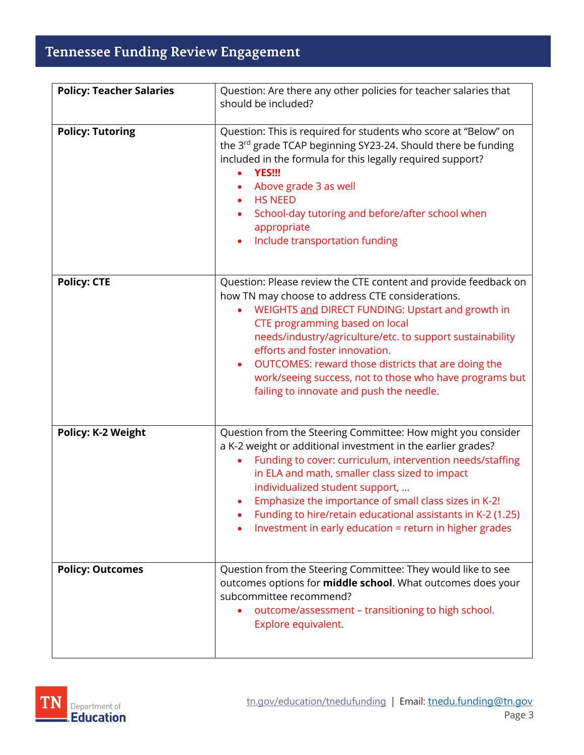| Policy | Question |
| --- | --- |
| **Policy: Teacher Salaries** | Question: Are there any other policies for teacher salaries that should be included? |
| **Policy: Tutoring** | Question: This is required for students who score at "Below" on the 3rd grade TCAP beginning SY23-24. Should there be funding included in the formula for this legally required support?<br>• **YES!!!**<br>• Above grade 3 as well<br>• HS NEED<br>• School-day tutoring and before/after school when appropriate<br>• Include transportation funding |
| **Policy: CTE** | Question: Please review the CTE content and provide feedback on how TN may choose to address CTE considerations.<br>• WEIGHTS <u>and</u> DIRECT FUNDING: Upstart and growth in CTE programming based on local needs/industry/agriculture/etc. to support sustainability efforts and foster innovation.<br>• OUTCOMES: reward those districts that are doing the work/seeing success, not to those who have programs but failing to innovate and push the needle. |
| **Policy: K-2 Weight** | Question from the Steering Committee: How might you consider a K-2 weight or additional investment in the earlier grades?<br>• Funding to cover: curriculum, intervention needs/staffing in ELA and math, smaller class sized to impact individualized student support, …<br>• Emphasize the importance of small class sizes in K-2!<br>• Funding to hire/retain educational assistants in K-2 (1.25)<br>• Investment in early education = return in higher grades |
| **Policy: Outcomes** | Question from the Steering Committee: They would like to see outcomes options for **middle school**. What outcomes does your subcommittee recommend?<br>• outcome/assessment – transitioning to high school. Explore equivalent. |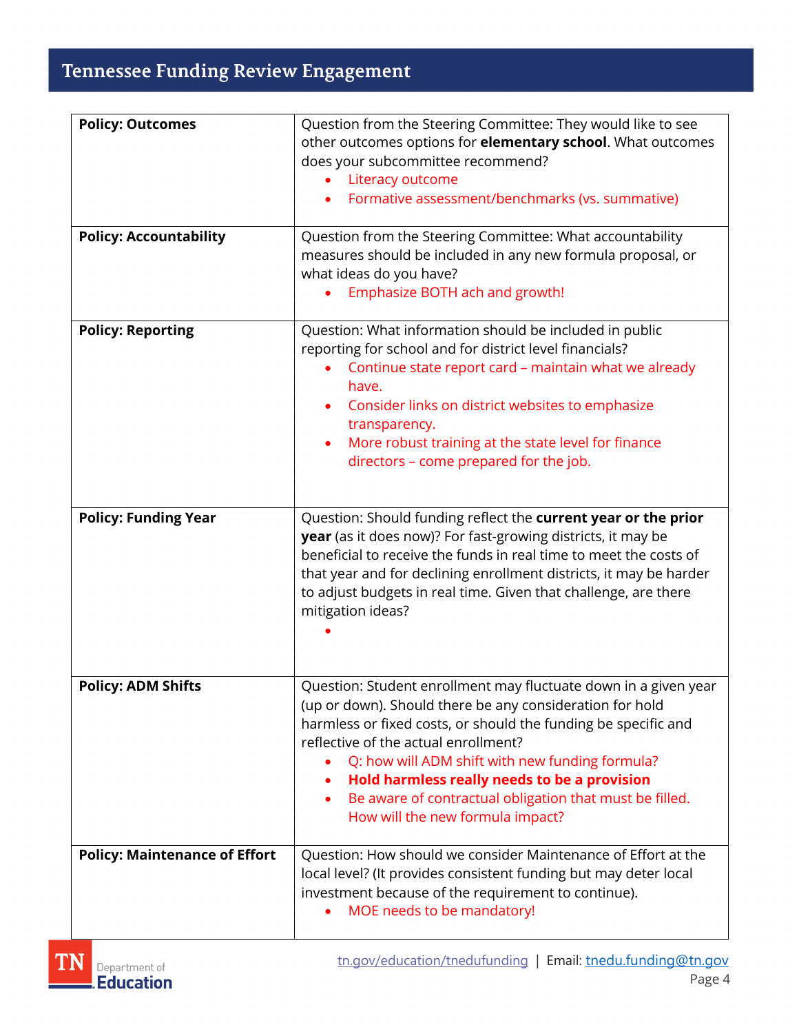| Policy | Question / Feedback |
|---|---|
| **Policy: Outcomes** | Question from the Steering Committee: They would like to see other outcomes options for **elementary school**. What outcomes does your subcommittee recommend?<br>• Literacy outcome<br>• Formative assessment/benchmarks (vs. summative) |
| **Policy: Accountability** | Question from the Steering Committee: What accountability measures should be included in any new formula proposal, or what ideas do you have?<br>• Emphasize BOTH ach and growth! |
| **Policy: Reporting** | Question: What information should be included in public reporting for school and for district level financials?<br>• Continue state report card – maintain what we already have.<br>• Consider links on district websites to emphasize transparency.<br>• More robust training at the state level for finance directors – come prepared for the job. |
| **Policy: Funding Year** | Question: Should funding reflect the **current year or the prior year** (as it does now)? For fast-growing districts, it may be beneficial to receive the funds in real time to meet the costs of that year and for declining enrollment districts, it may be harder to adjust budgets in real time. Given that challenge, are there mitigation ideas?<br>• |
| **Policy: ADM Shifts** | Question: Student enrollment may fluctuate down in a given year (up or down). Should there be any consideration for hold harmless or fixed costs, or should the funding be specific and reflective of the actual enrollment?<br>• Q: how will ADM shift with new funding formula?<br>• **Hold harmless really needs to be a provision**<br>• Be aware of contractual obligation that must be filled. How will the new formula impact? |
| **Policy: Maintenance of Effort** | Question: How should we consider Maintenance of Effort at the local level? (It provides consistent funding but may deter local investment because of the requirement to continue).<br>• MOE needs to be mandatory! |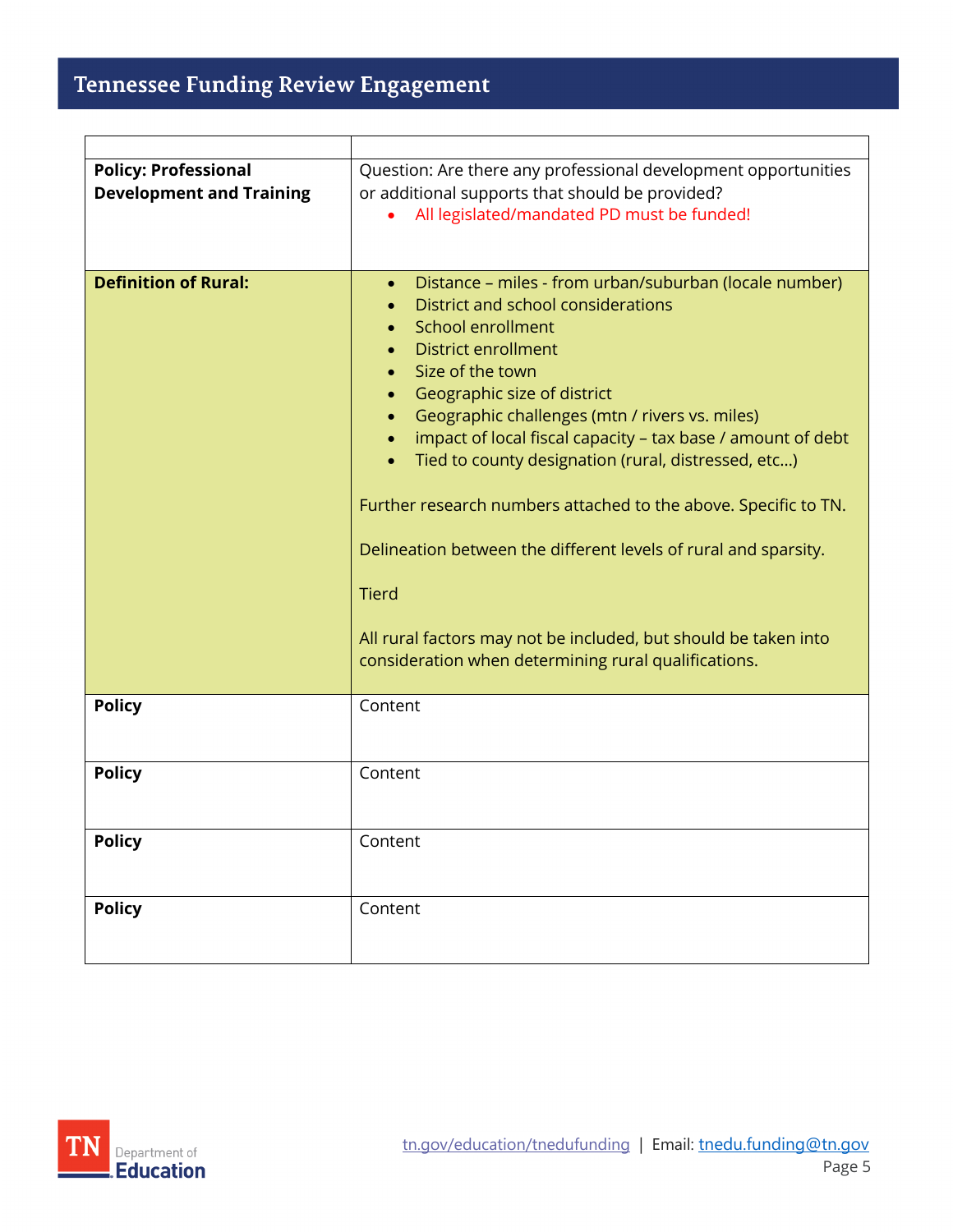| | |
|---|---|
| **Policy: Professional Development and Training** | Question: Are there any professional development opportunities or additional supports that should be provided?<br>• All legislated/mandated PD must be funded! |
| **Definition of Rural:** | • Distance – miles - from urban/suburban (locale number)<br>• District and school considerations<br>• School enrollment<br>• District enrollment<br>• Size of the town<br>• Geographic size of district<br>• Geographic challenges (mtn / rivers vs. miles)<br>• impact of local fiscal capacity – tax base / amount of debt<br>• Tied to county designation (rural, distressed, etc…)<br><br>Further research numbers attached to the above. Specific to TN.<br><br>Delineation between the different levels of rural and sparsity.<br><br>Tierd<br><br>All rural factors may not be included, but should be taken into consideration when determining rural qualifications. |
| **Policy** | Content |
| **Policy** | Content |
| **Policy** | Content |
| **Policy** | Content |